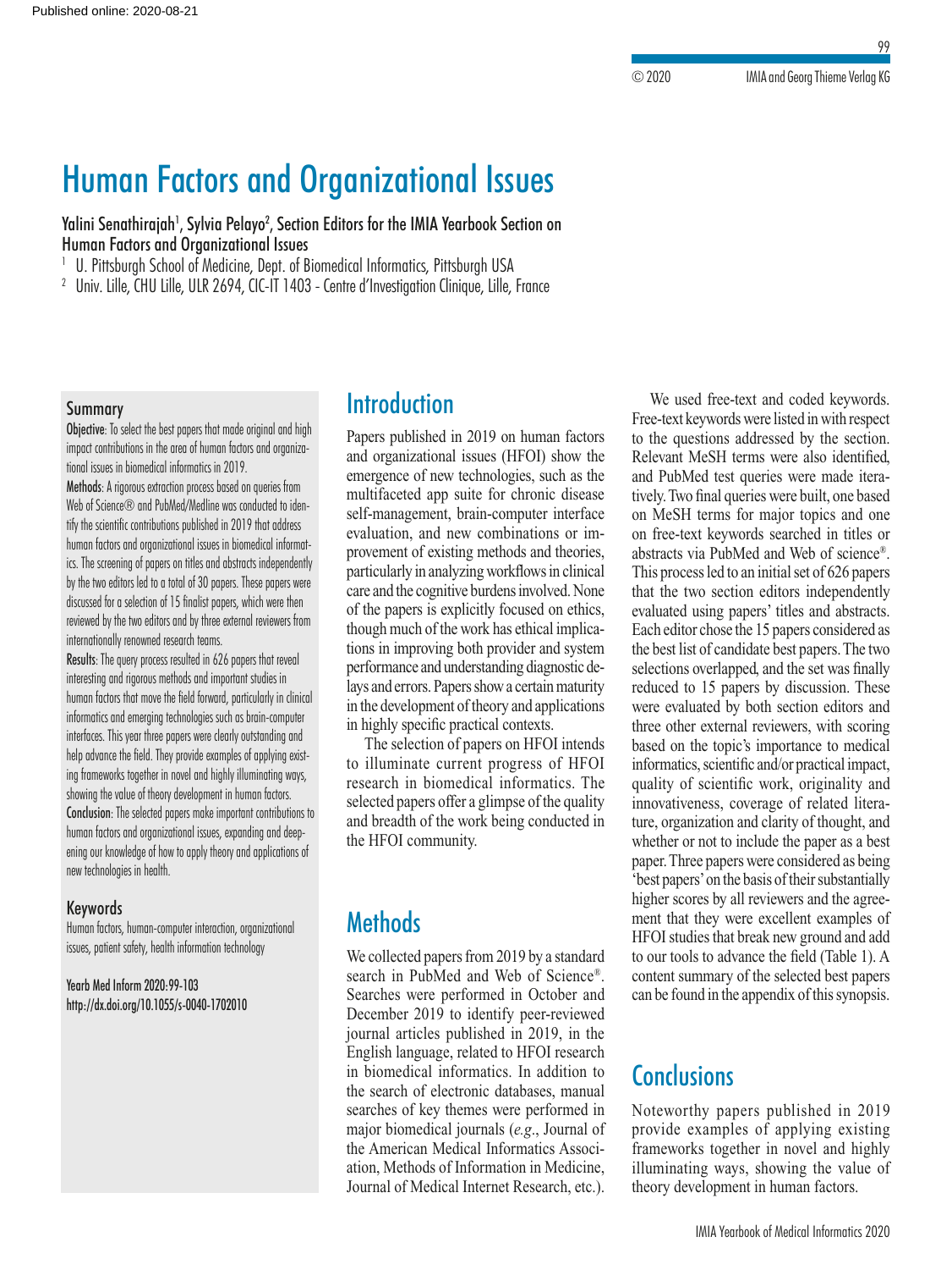# Human Factors and Organizational Issues

Yalini Senathirajah[1], Sylvia Pelayo[2], Section Editors for the IMIA Yearbook Section on Human Factors and Organizational Issues

[1] U. Pittsburgh School of Medicine, Dept. of Biomedical Informatics, Pittsburgh USA

[2] Univ. Lille, CHU Lille, ULR 2694, CIC-IT 1403 - Centre d'Investigation Clinique, Lille, France

## Summary

**Objective**: To select the best papers that made original and high impact contributions in the area of human factors and organizational issues in biomedical informatics in 2019.

**Methods**: A rigorous extraction process based on queries from Web of Science® and PubMed/Medline was conducted to identify the scientific contributions published in 2019 that address human factors and organizational issues in biomedical informatics. The screening of papers on titles and abstracts independently by the two editors led to a total of 30 papers. These papers were discussed for a selection of 15 finalist papers, which were then reviewed by the two editors and by three external reviewers from internationally renowned research teams.

**Results**: The query process resulted in 626 papers that reveal interesting and rigorous methods and important studies in human factors that move the field forward, particularly in clinical informatics and emerging technologies such as brain-computer interfaces. This year three papers were clearly outstanding and help advance the field. They provide examples of applying existing frameworks together in novel and highly illuminating ways, showing the value of theory development in human factors.

**Conclusion**: The selected papers make important contributions to human factors and organizational issues, expanding and deepening our knowledge of how to apply theory and applications of new technologies in health.

### Keywords

Human factors, human-computer interaction, organizational issues, patient safety, health information technology

Yearb Med Inform 2020:99-103
http://dx.doi.org/10.1055/s-0040-1702010

## Introduction

Papers published in 2019 on human factors and organizational issues (HFOI) show the emergence of new technologies, such as the multifaceted app suite for chronic disease self-management, brain-computer interface evaluation, and new combinations or improvement of existing methods and theories, particularly in analyzing workflows in clinical care and the cognitive burdens involved. None of the papers is explicitly focused on ethics, though much of the work has ethical implications in improving both provider and system performance and understanding diagnostic delays and errors. Papers show a certain maturity in the development of theory and applications in highly specific practical contexts.

The selection of papers on HFOI intends to illuminate current progress of HFOI research in biomedical informatics. The selected papers offer a glimpse of the quality and breadth of the work being conducted in the HFOI community.

## Methods

We collected papers from 2019 by a standard search in PubMed and Web of Science®. Searches were performed in October and December 2019 to identify peer-reviewed journal articles published in 2019, in the English language, related to HFOI research in biomedical informatics. In addition to the search of electronic databases, manual searches of key themes were performed in major biomedical journals (*e.g.*, Journal of the American Medical Informatics Association, Methods of Information in Medicine, Journal of Medical Internet Research, etc.).

We used free-text and coded keywords. Free-text keywords were listed in with respect to the questions addressed by the section. Relevant MeSH terms were also identified, and PubMed test queries were made iteratively. Two final queries were built, one based on MeSH terms for major topics and one on free-text keywords searched in titles or abstracts via PubMed and Web of science®. This process led to an initial set of 626 papers that the two section editors independently evaluated using papers' titles and abstracts. Each editor chose the 15 papers considered as the best list of candidate best papers. The two selections overlapped, and the set was finally reduced to 15 papers by discussion. These were evaluated by both section editors and three other external reviewers, with scoring based on the topic's importance to medical informatics, scientific and/or practical impact, quality of scientific work, originality and innovativeness, coverage of related literature, organization and clarity of thought, and whether or not to include the paper as a best paper. Three papers were considered as being 'best papers' on the basis of their substantially higher scores by all reviewers and the agreement that they were excellent examples of HFOI studies that break new ground and add to our tools to advance the field (Table 1). A content summary of the selected best papers can be found in the appendix of this synopsis.

## Conclusions

Noteworthy papers published in 2019 provide examples of applying existing frameworks together in novel and highly illuminating ways, showing the value of theory development in human factors.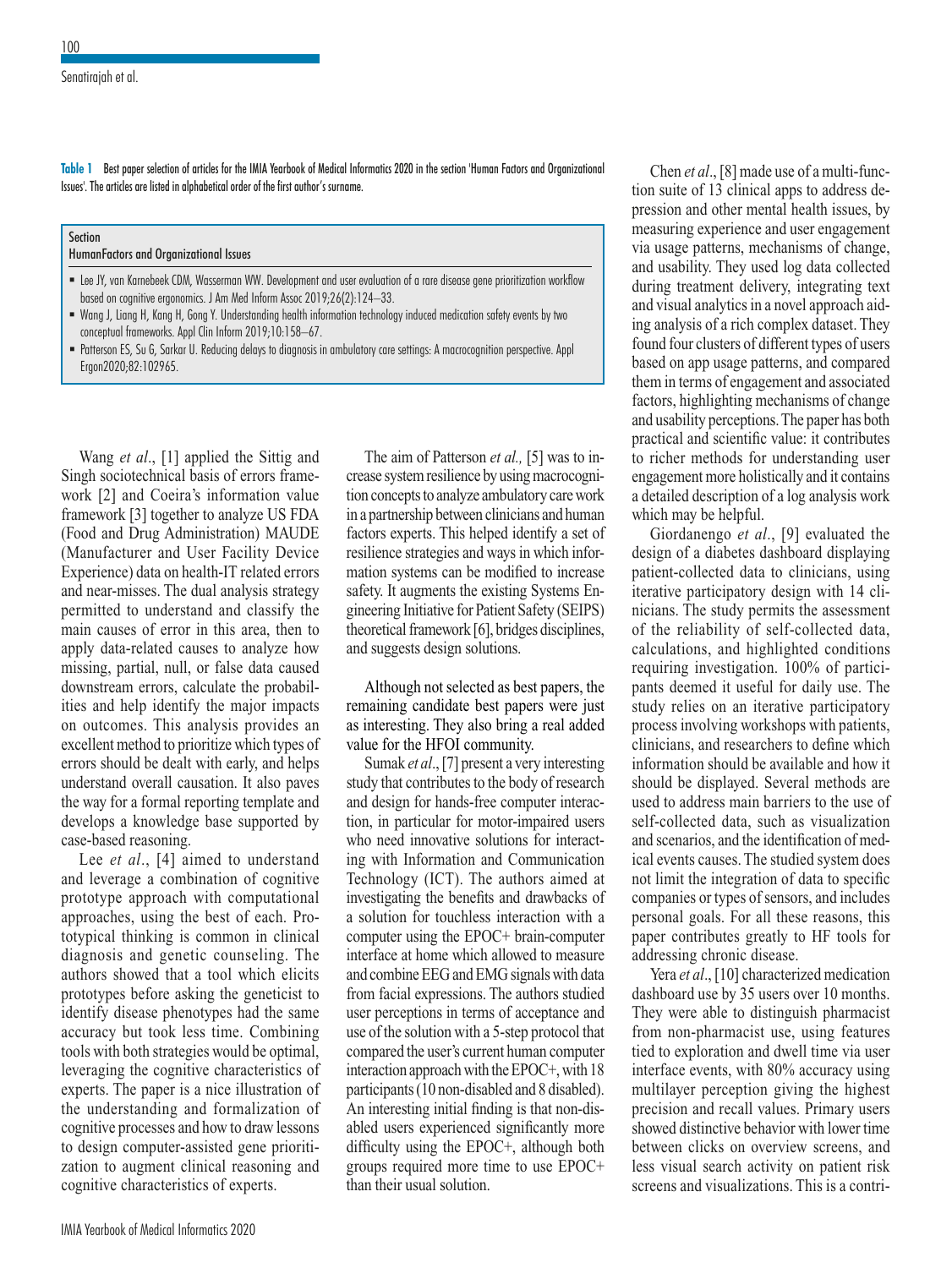**Table 1** Best paper selection of articles for the IMIA Yearbook of Medical Informatics 2020 in the section 'Human Factors and Organizational Issues'. The articles are listed in alphabetical order of the first author's surname.

| Section<br>HumanFactors and Organizational Issues |
|---|
| ▪ Lee JY, van Karnebeek CDM, Wasserman WW. Development and user evaluation of a rare disease gene prioritization workflow based on cognitive ergonomics. J Am Med Inform Assoc 2019;26(2):124–33.<br>▪ Wang J, Liang H, Kang H, Gong Y. Understanding health information technology induced medication safety events by two conceptual frameworks. Appl Clin Inform 2019;10:158–67.<br>▪ Patterson ES, Su G, Sarkar U. Reducing delays to diagnosis in ambulatory care settings: A macrocognition perspective. Appl Ergon2020;82:102965. |

Wang *et al*., [1] applied the Sittig and Singh sociotechnical basis of errors framework [2] and Coeira's information value framework [3] together to analyze US FDA (Food and Drug Administration) MAUDE (Manufacturer and User Facility Device Experience) data on health-IT related errors and near-misses. The dual analysis strategy permitted to understand and classify the main causes of error in this area, then to apply data-related causes to analyze how missing, partial, null, or false data caused downstream errors, calculate the probabilities and help identify the major impacts on outcomes. This analysis provides an excellent method to prioritize which types of errors should be dealt with early, and helps understand overall causation. It also paves the way for a formal reporting template and develops a knowledge base supported by case-based reasoning.

Lee *et al*., [4] aimed to understand and leverage a combination of cognitive prototype approach with computational approaches, using the best of each. Prototypical thinking is common in clinical diagnosis and genetic counseling. The authors showed that a tool which elicits prototypes before asking the geneticist to identify disease phenotypes had the same accuracy but took less time. Combining tools with both strategies would be optimal, leveraging the cognitive characteristics of experts. The paper is a nice illustration of the understanding and formalization of cognitive processes and how to draw lessons to design computer-assisted gene prioritization to augment clinical reasoning and cognitive characteristics of experts.

The aim of Patterson *et al.,* [5] was to increase system resilience by using macrocognition concepts to analyze ambulatory care work in a partnership between clinicians and human factors experts. This helped identify a set of resilience strategies and ways in which information systems can be modified to increase safety. It augments the existing Systems Engineering Initiative for Patient Safety (SEIPS) theoretical framework [6], bridges disciplines, and suggests design solutions.

Although not selected as best papers, the remaining candidate best papers were just as interesting. They also bring a real added value for the HFOI community.

Sumak *et al*., [7] present a very interesting study that contributes to the body of research and design for hands-free computer interaction, in particular for motor-impaired users who need innovative solutions for interacting with Information and Communication Technology (ICT). The authors aimed at investigating the benefits and drawbacks of a solution for touchless interaction with a computer using the EPOC+ brain-computer interface at home which allowed to measure and combine EEG and EMG signals with data from facial expressions. The authors studied user perceptions in terms of acceptance and use of the solution with a 5-step protocol that compared the user's current human computer interaction approach with the EPOC+, with 18 participants (10 non-disabled and 8 disabled). An interesting initial finding is that non-disabled users experienced significantly more difficulty using the EPOC+, although both groups required more time to use EPOC+ than their usual solution.

Chen *et al*., [8] made use of a multi-function suite of 13 clinical apps to address depression and other mental health issues, by measuring experience and user engagement via usage patterns, mechanisms of change, and usability. They used log data collected during treatment delivery, integrating text and visual analytics in a novel approach aiding analysis of a rich complex dataset. They found four clusters of different types of users based on app usage patterns, and compared them in terms of engagement and associated factors, highlighting mechanisms of change and usability perceptions. The paper has both practical and scientific value: it contributes to richer methods for understanding user engagement more holistically and it contains a detailed description of a log analysis work which may be helpful.

Giordanengo *et al*., [9] evaluated the design of a diabetes dashboard displaying patient-collected data to clinicians, using iterative participatory design with 14 clinicians. The study permits the assessment of the reliability of self-collected data, calculations, and highlighted conditions requiring investigation. 100% of participants deemed it useful for daily use. The study relies on an iterative participatory process involving workshops with patients, clinicians, and researchers to define which information should be available and how it should be displayed. Several methods are used to address main barriers to the use of self-collected data, such as visualization and scenarios, and the identification of medical events causes. The studied system does not limit the integration of data to specific companies or types of sensors, and includes personal goals. For all these reasons, this paper contributes greatly to HF tools for addressing chronic disease.

Yera *et al*., [10] characterized medication dashboard use by 35 users over 10 months. They were able to distinguish pharmacist from non-pharmacist use, using features tied to exploration and dwell time via user interface events, with 80% accuracy using multilayer perception giving the highest precision and recall values. Primary users showed distinctive behavior with lower time between clicks on overview screens, and less visual search activity on patient risk screens and visualizations. This is a contri-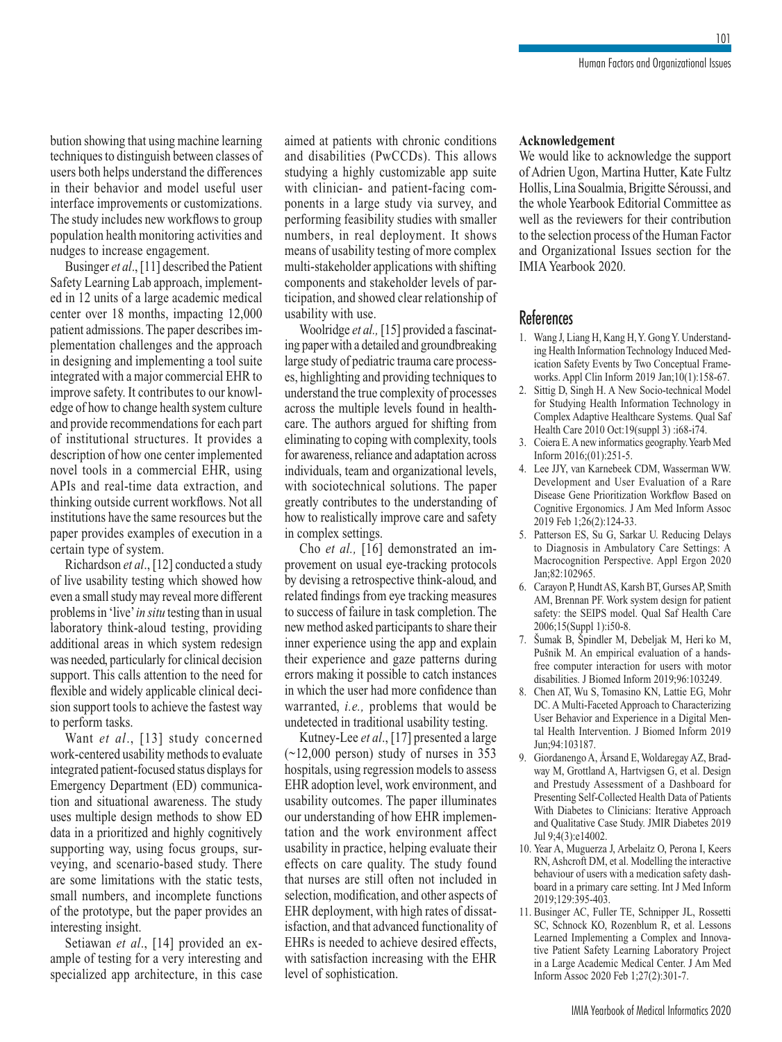bution showing that using machine learning techniques to distinguish between classes of users both helps understand the differences in their behavior and model useful user interface improvements or customizations. The study includes new workflows to group population health monitoring activities and nudges to increase engagement.

Businger *et al*., [11] described the Patient Safety Learning Lab approach, implemented in 12 units of a large academic medical center over 18 months, impacting 12,000 patient admissions. The paper describes implementation challenges and the approach in designing and implementing a tool suite integrated with a major commercial EHR to improve safety. It contributes to our knowledge of how to change health system culture and provide recommendations for each part of institutional structures. It provides a description of how one center implemented novel tools in a commercial EHR, using APIs and real-time data extraction, and thinking outside current workflows. Not all institutions have the same resources but the paper provides examples of execution in a certain type of system.

Richardson *et al*., [12] conducted a study of live usability testing which showed how even a small study may reveal more different problems in 'live' *in situ* testing than in usual laboratory think-aloud testing, providing additional areas in which system redesign was needed, particularly for clinical decision support. This calls attention to the need for flexible and widely applicable clinical decision support tools to achieve the fastest way to perform tasks.

Want *et al*., [13] study concerned work-centered usability methods to evaluate integrated patient-focused status displays for Emergency Department (ED) communication and situational awareness. The study uses multiple design methods to show ED data in a prioritized and highly cognitively supporting way, using focus groups, surveying, and scenario-based study. There are some limitations with the static tests, small numbers, and incomplete functions of the prototype, but the paper provides an interesting insight.

Setiawan *et al*., [14] provided an example of testing for a very interesting and specialized app architecture, in this case aimed at patients with chronic conditions and disabilities (PwCCDs). This allows studying a highly customizable app suite with clinician- and patient-facing components in a large study via survey, and performing feasibility studies with smaller numbers, in real deployment. It shows means of usability testing of more complex multi-stakeholder applications with shifting components and stakeholder levels of participation, and showed clear relationship of usability with use.

Woolridge *et al.,* [15] provided a fascinating paper with a detailed and groundbreaking large study of pediatric trauma care processes, highlighting and providing techniques to understand the true complexity of processes across the multiple levels found in healthcare. The authors argued for shifting from eliminating to coping with complexity, tools for awareness, reliance and adaptation across individuals, team and organizational levels, with sociotechnical solutions. The paper greatly contributes to the understanding of how to realistically improve care and safety in complex settings.

Cho *et al.,* [16] demonstrated an improvement on usual eye-tracking protocols by devising a retrospective think-aloud, and related findings from eye tracking measures to success of failure in task completion. The new method asked participants to share their inner experience using the app and explain their experience and gaze patterns during errors making it possible to catch instances in which the user had more confidence than warranted, *i.e.,* problems that would be undetected in traditional usability testing.

Kutney-Lee *et al*., [17] presented a large (~12,000 person) study of nurses in 353 hospitals, using regression models to assess EHR adoption level, work environment, and usability outcomes. The paper illuminates our understanding of how EHR implementation and the work environment affect usability in practice, helping evaluate their effects on care quality. The study found that nurses are still often not included in selection, modification, and other aspects of EHR deployment, with high rates of dissatisfaction, and that advanced functionality of EHRs is needed to achieve desired effects, with satisfaction increasing with the EHR level of sophistication.

**Acknowledgement**

We would like to acknowledge the support of Adrien Ugon, Martina Hutter, Kate Fultz Hollis, Lina Soualmia, Brigitte Séroussi, and the whole Yearbook Editorial Committee as well as the reviewers for their contribution to the selection process of the Human Factor and Organizational Issues section for the IMIA Yearbook 2020.

## References

1. Wang J, Liang H, Kang H, Y. Gong Y. Understanding Health Information Technology Induced Medication Safety Events by Two Conceptual Frameworks. Appl Clin Inform 2019 Jan;10(1):158-67.
2. Sittig D, Singh H. A New Socio-technical Model for Studying Health Information Technology in Complex Adaptive Healthcare Systems. Qual Saf Health Care 2010 Oct:19(suppl 3) :i68-i74.
3. Coiera E. A new informatics geography. Yearb Med Inform 2016;(01):251-5.
4. Lee JJY, van Karnebeek CDM, Wasserman WW. Development and User Evaluation of a Rare Disease Gene Prioritization Workflow Based on Cognitive Ergonomics. J Am Med Inform Assoc 2019 Feb 1;26(2):124-33.
5. Patterson ES, Su G, Sarkar U. Reducing Delays to Diagnosis in Ambulatory Care Settings: A Macrocognition Perspective. Appl Ergon 2020 Jan;82:102965.
6. Carayon P, Hundt AS, Karsh BT, Gurses AP, Smith AM, Brennan PF. Work system design for patient safety: the SEIPS model. Qual Saf Health Care 2006;15(Suppl 1):i50-8.
7. Šumak B, Špindler M, Debeljak M, Heri ko M, Pušnik M. An empirical evaluation of a hands-free computer interaction for users with motor disabilities. J Biomed Inform 2019;96:103249.
8. Chen AT, Wu S, Tomasino KN, Lattie EG, Mohr DC. A Multi-Faceted Approach to Characterizing User Behavior and Experience in a Digital Mental Health Intervention. J Biomed Inform 2019 Jun;94:103187.
9. Giordanengo A, Årsand E, Woldaregay AZ, Bradway M, Grottland A, Hartvigsen G, et al. Design and Prestudy Assessment of a Dashboard for Presenting Self-Collected Health Data of Patients With Diabetes to Clinicians: Iterative Approach and Qualitative Case Study. JMIR Diabetes 2019 Jul 9;4(3):e14002.
10. Year A, Muguerza J, Arbelaitz O, Perona I, Keers RN, Ashcroft DM, et al. Modelling the interactive behaviour of users with a medication safety dashboard in a primary care setting. Int J Med Inform 2019;129:395-403.
11. Businger AC, Fuller TE, Schnipper JL, Rossetti SC, Schnock KO, Rozenblum R, et al. Lessons Learned Implementing a Complex and Innovative Patient Safety Learning Laboratory Project in a Large Academic Medical Center. J Am Med Inform Assoc 2020 Feb 1;27(2):301-7.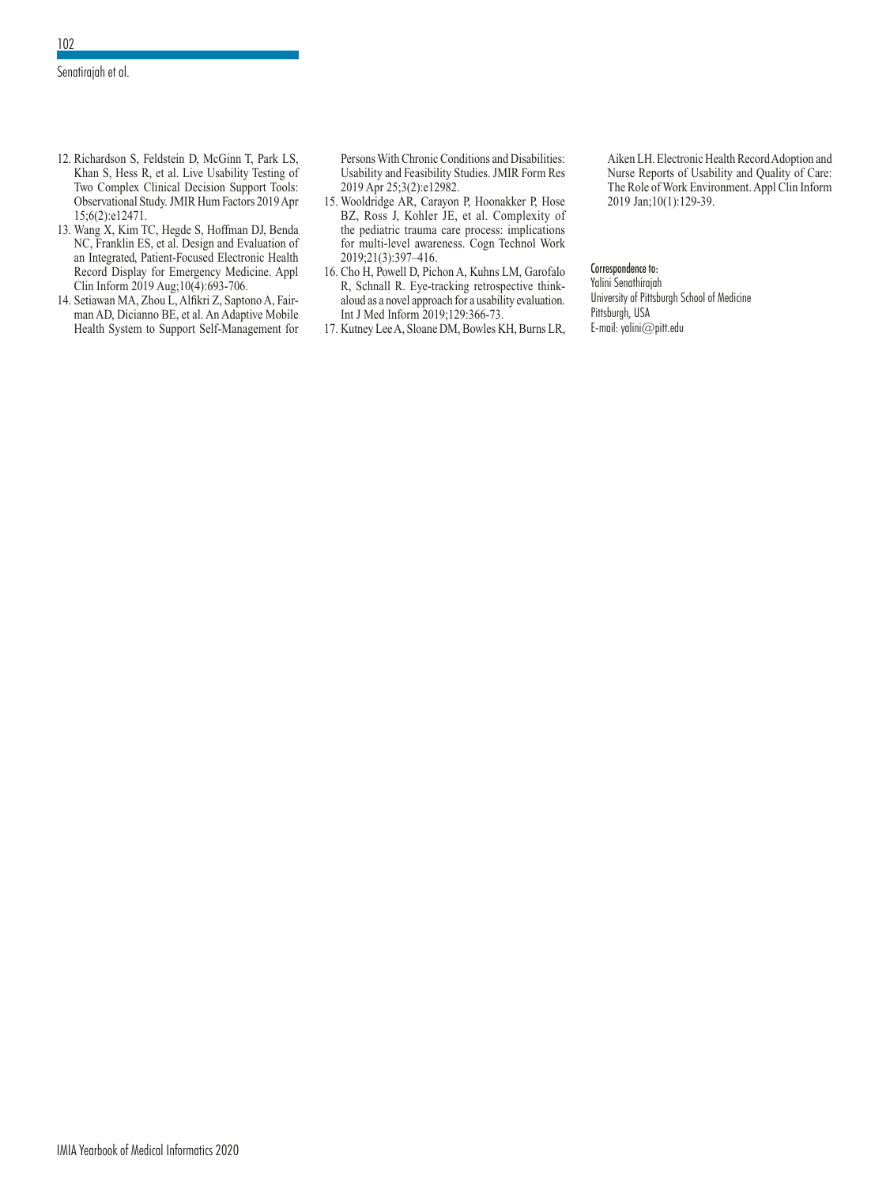12. Richardson S, Feldstein D, McGinn T, Park LS, Khan S, Hess R, et al. Live Usability Testing of Two Complex Clinical Decision Support Tools: Observational Study. JMIR Hum Factors 2019 Apr 15;6(2):e12471.
13. Wang X, Kim TC, Hegde S, Hoffman DJ, Benda NC, Franklin ES, et al. Design and Evaluation of an Integrated, Patient-Focused Electronic Health Record Display for Emergency Medicine. Appl Clin Inform 2019 Aug;10(4):693-706.
14. Setiawan MA, Zhou L, Alfikri Z, Saptono A, Fairman AD, Dicianno BE, et al. An Adaptive Mobile Health System to Support Self-Management for Persons With Chronic Conditions and Disabilities: Usability and Feasibility Studies. JMIR Form Res 2019 Apr 25;3(2):e12982.
15. Wooldridge AR, Carayon P, Hoonakker P, Hose BZ, Ross J, Kohler JE, et al. Complexity of the pediatric trauma care process: implications for multi-level awareness. Cogn Technol Work 2019;21(3):397–416.
16. Cho H, Powell D, Pichon A, Kuhns LM, Garofalo R, Schnall R. Eye-tracking retrospective think-aloud as a novel approach for a usability evaluation. Int J Med Inform 2019;129:366-73.
17. Kutney Lee A, Sloane DM, Bowles KH, Burns LR, Aiken LH. Electronic Health Record Adoption and Nurse Reports of Usability and Quality of Care: The Role of Work Environment. Appl Clin Inform 2019 Jan;10(1):129-39.

Correspondence to:
Yalini Senathirajah
University of Pittsburgh School of Medicine
Pittsburgh, USA
E-mail: yalini@pitt.edu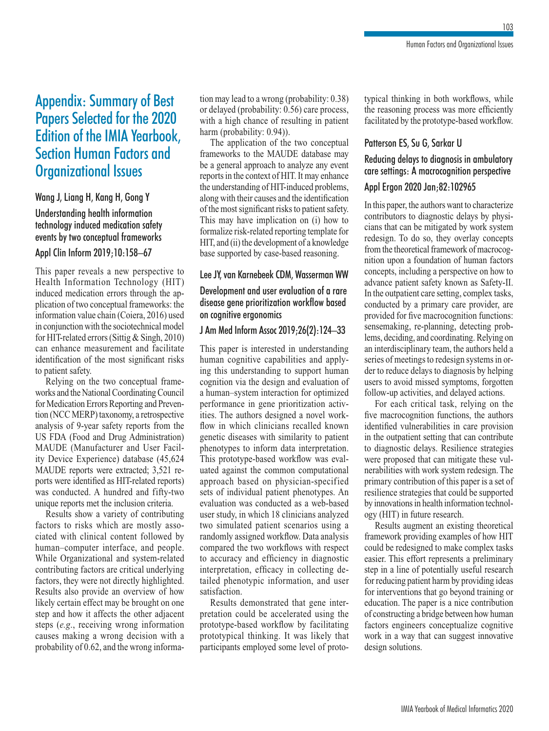# Appendix: Summary of Best Papers Selected for the 2020 Edition of the IMIA Yearbook, Section Human Factors and Organizational Issues

### Wang J, Liang H, Kang H, Gong Y

### Understanding health information technology induced medication safety events by two conceptual frameworks

### Appl Clin Inform 2019;10:158–67

This paper reveals a new perspective to Health Information Technology (HIT) induced medication errors through the application of two conceptual frameworks: the information value chain (Coiera, 2016) used in conjunction with the sociotechnical model for HIT-related errors (Sittig & Singh, 2010) can enhance measurement and facilitate identification of the most significant risks to patient safety.

Relying on the two conceptual frameworks and the National Coordinating Council for Medication Errors Reporting and Prevention (NCC MERP) taxonomy, a retrospective analysis of 9-year safety reports from the US FDA (Food and Drug Administration) MAUDE (Manufacturer and User Facility Device Experience) database (45,624 MAUDE reports were extracted; 3,521 reports were identified as HIT-related reports) was conducted. A hundred and fifty-two unique reports met the inclusion criteria.

Results show a variety of contributing factors to risks which are mostly associated with clinical content followed by human–computer interface, and people. While Organizational and system-related contributing factors are critical underlying factors, they were not directly highlighted. Results also provide an overview of how likely certain effect may be brought on one step and how it affects the other adjacent steps (*e.g.*, receiving wrong information causes making a wrong decision with a probability of 0.62, and the wrong information may lead to a wrong (probability: 0.38) or delayed (probability: 0.56) care process, with a high chance of resulting in patient harm (probability: 0.94)).

The application of the two conceptual frameworks to the MAUDE database may be a general approach to analyze any event reports in the context of HIT. It may enhance the understanding of HIT-induced problems, along with their causes and the identification of the most significant risks to patient safety. This may have implication on (i) how to formalize risk-related reporting template for HIT, and (ii) the development of a knowledge base supported by case-based reasoning.

### Lee JY, van Karnebeek CDM, Wasserman WW

### Development and user evaluation of a rare disease gene prioritization workflow based on cognitive ergonomics

### J Am Med Inform Assoc 2019;26(2):124–33

This paper is interested in understanding human cognitive capabilities and applying this understanding to support human cognition via the design and evaluation of a human–system interaction for optimized performance in gene prioritization activities. The authors designed a novel workflow in which clinicians recalled known genetic diseases with similarity to patient phenotypes to inform data interpretation. This prototype-based workflow was evaluated against the common computational approach based on physician-specified sets of individual patient phenotypes. An evaluation was conducted as a web-based user study, in which 18 clinicians analyzed two simulated patient scenarios using a randomly assigned workflow. Data analysis compared the two workflows with respect to accuracy and efficiency in diagnostic interpretation, efficacy in collecting detailed phenotypic information, and user satisfaction.

Results demonstrated that gene interpretation could be accelerated using the prototype-based workflow by facilitating prototypical thinking. It was likely that participants employed some level of prototypical thinking in both workflows, while the reasoning process was more efficiently facilitated by the prototype-based workflow.

### Patterson ES, Su G, Sarkar U

### Reducing delays to diagnosis in ambulatory care settings: A macrocognition perspective

### Appl Ergon 2020 Jan;82:102965

In this paper, the authors want to characterize contributors to diagnostic delays by physicians that can be mitigated by work system redesign. To do so, they overlay concepts from the theoretical framework of macrocognition upon a foundation of human factors concepts, including a perspective on how to advance patient safety known as Safety-II. In the outpatient care setting, complex tasks, conducted by a primary care provider, are provided for five macrocognition functions: sensemaking, re-planning, detecting problems, deciding, and coordinating. Relying on an interdisciplinary team, the authors held a series of meetings to redesign systems in order to reduce delays to diagnosis by helping users to avoid missed symptoms, forgotten follow-up activities, and delayed actions.

For each critical task, relying on the five macrocognition functions, the authors identified vulnerabilities in care provision in the outpatient setting that can contribute to diagnostic delays. Resilience strategies were proposed that can mitigate these vulnerabilities with work system redesign. The primary contribution of this paper is a set of resilience strategies that could be supported by innovations in health information technology (HIT) in future research.

Results augment an existing theoretical framework providing examples of how HIT could be redesigned to make complex tasks easier. This effort represents a preliminary step in a line of potentially useful research for reducing patient harm by providing ideas for interventions that go beyond training or education. The paper is a nice contribution of constructing a bridge between how human factors engineers conceptualize cognitive work in a way that can suggest innovative design solutions.